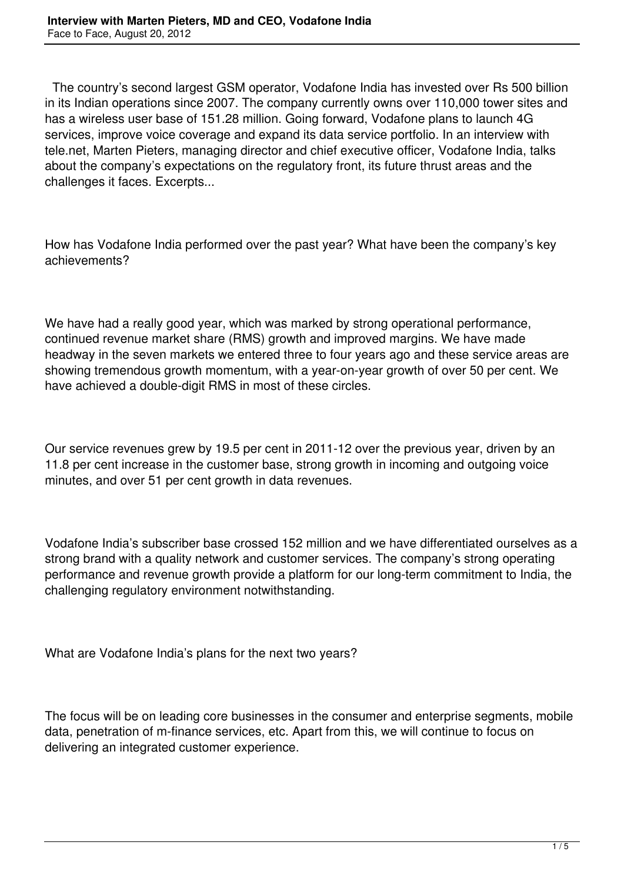The country's second largest GSM operator, Vodafone India has invested over Rs 500 billion in its Indian operations since 2007. The company currently owns over 110,000 tower sites and has a wireless user base of 151.28 million. Going forward, Vodafone plans to launch 4G services, improve voice coverage and expand its data service portfolio. In an interview with tele.net, Marten Pieters, managing director and chief executive officer, Vodafone India, talks about the company's expectations on the regulatory front, its future thrust areas and the challenges it faces. Excerpts...

How has Vodafone India performed over the past year? What have been the company's key achievements?

We have had a really good year, which was marked by strong operational performance, continued revenue market share (RMS) growth and improved margins. We have made headway in the seven markets we entered three to four years ago and these service areas are showing tremendous growth momentum, with a year-on-year growth of over 50 per cent. We have achieved a double-digit RMS in most of these circles.

Our service revenues grew by 19.5 per cent in 2011-12 over the previous year, driven by an 11.8 per cent increase in the customer base, strong growth in incoming and outgoing voice minutes, and over 51 per cent growth in data revenues.

Vodafone India's subscriber base crossed 152 million and we have differentiated ourselves as a strong brand with a quality network and customer services. The company's strong operating performance and revenue growth provide a platform for our long-term commitment to India, the challenging regulatory environment notwithstanding.

What are Vodafone India's plans for the next two years?

The focus will be on leading core businesses in the consumer and enterprise segments, mobile data, penetration of m-finance services, etc. Apart from this, we will continue to focus on delivering an integrated customer experience.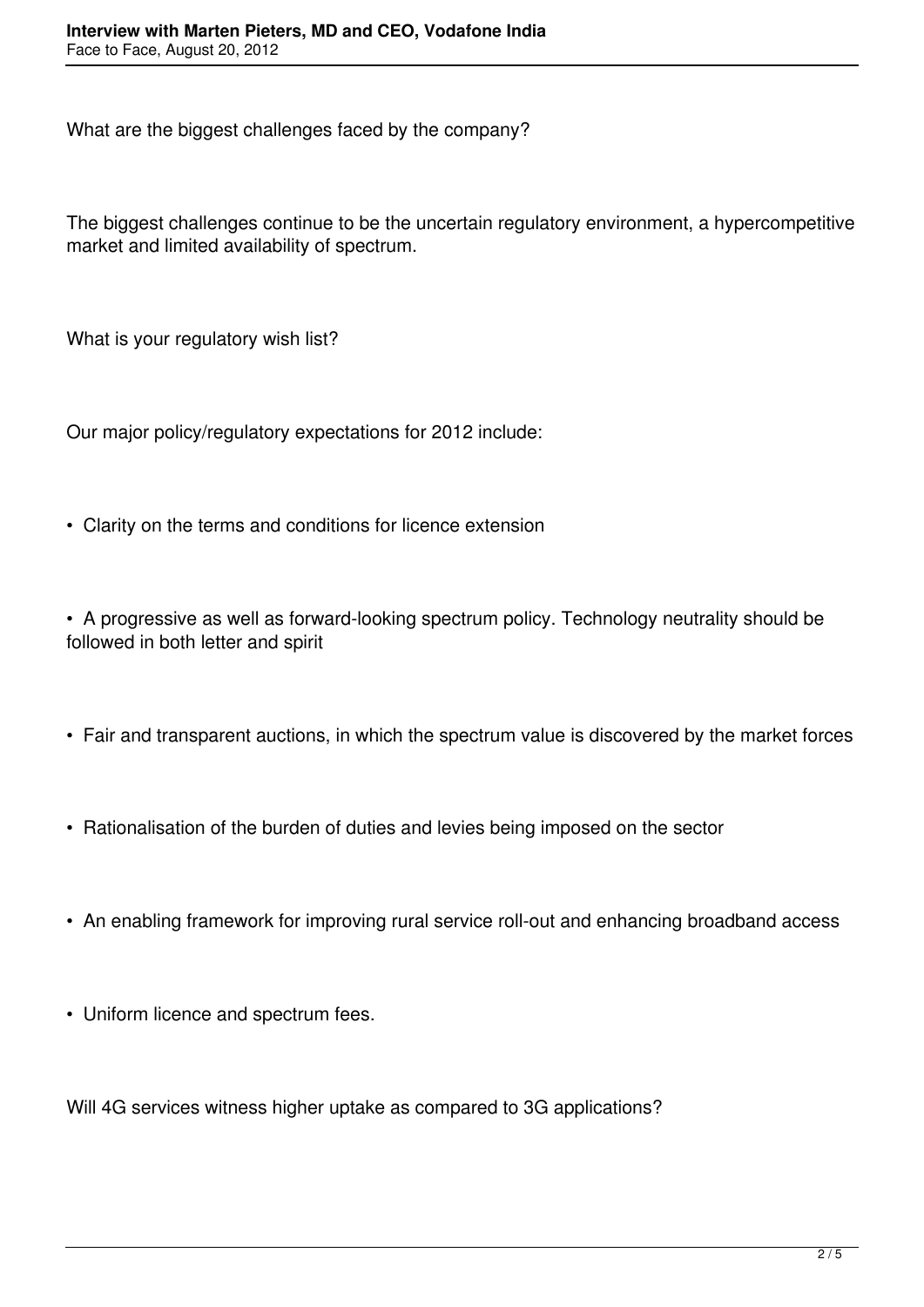What are the biggest challenges faced by the company?

The biggest challenges continue to be the uncertain regulatory environment, a hypercompetitive market and limited availability of spectrum.

What is your regulatory wish list?

Our major policy/regulatory expectations for 2012 include:

- Clarity on the terms and conditions for licence extension

- A progressive as well as forward-looking spectrum policy. Technology neutrality should be followed in both letter and spirit

- Fair and transparent auctions, in which the spectrum value is discovered by the market forces

- Rationalisation of the burden of duties and levies being imposed on the sector

- An enabling framework for improving rural service roll-out and enhancing broadband access

- Uniform licence and spectrum fees.

Will 4G services witness higher uptake as compared to 3G applications?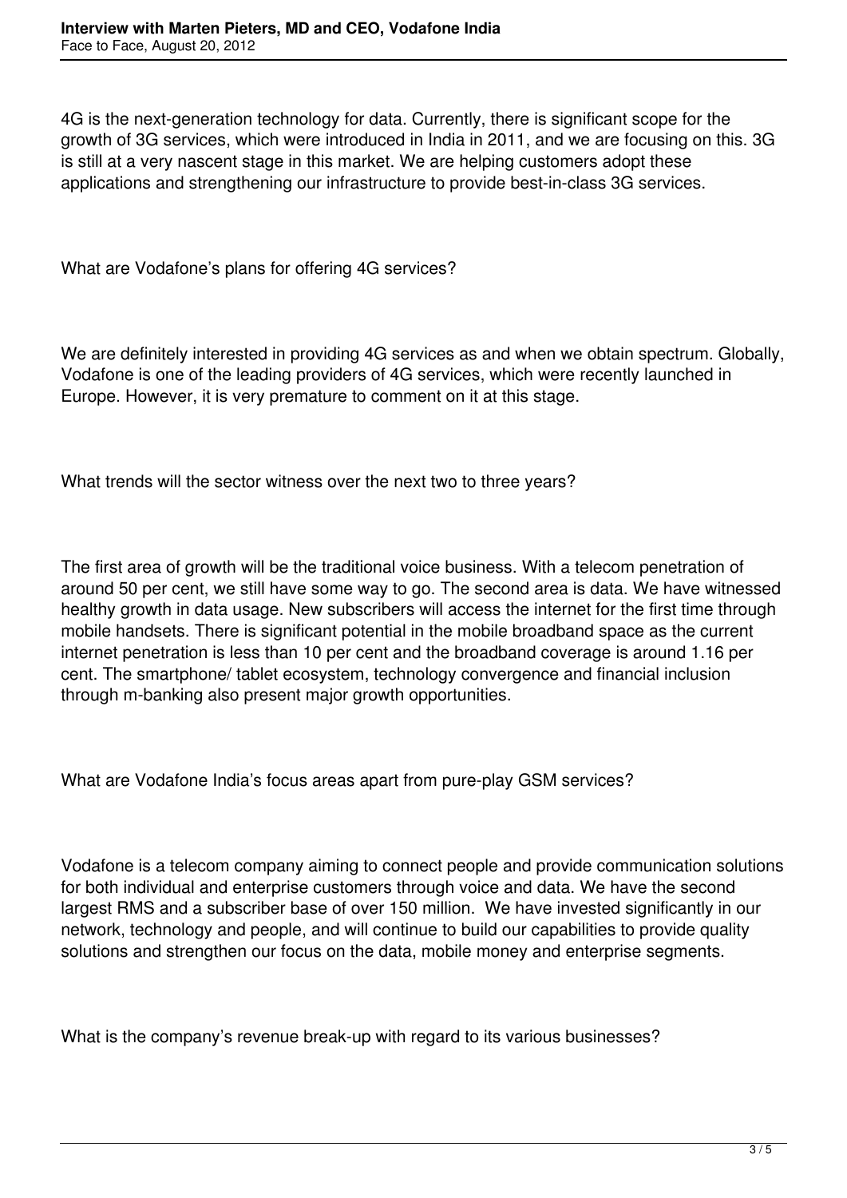4G is the next-generation technology for data. Currently, there is significant scope for the growth of 3G services, which were introduced in India in 2011, and we are focusing on this. 3G is still at a very nascent stage in this market. We are helping customers adopt these applications and strengthening our infrastructure to provide best-in-class 3G services.

What are Vodafone's plans for offering 4G services?

We are definitely interested in providing 4G services as and when we obtain spectrum. Globally, Vodafone is one of the leading providers of 4G services, which were recently launched in Europe. However, it is very premature to comment on it at this stage.

What trends will the sector witness over the next two to three years?

The first area of growth will be the traditional voice business. With a telecom penetration of around 50 per cent, we still have some way to go. The second area is data. We have witnessed healthy growth in data usage. New subscribers will access the internet for the first time through mobile handsets. There is significant potential in the mobile broadband space as the current internet penetration is less than 10 per cent and the broadband coverage is around 1.16 per cent. The smartphone/ tablet ecosystem, technology convergence and financial inclusion through m-banking also present major growth opportunities.

What are Vodafone India's focus areas apart from pure-play GSM services?

Vodafone is a telecom company aiming to connect people and provide communication solutions for both individual and enterprise customers through voice and data. We have the second largest RMS and a subscriber base of over 150 million. We have invested significantly in our network, technology and people, and will continue to build our capabilities to provide quality solutions and strengthen our focus on the data, mobile money and enterprise segments.

What is the company's revenue break-up with regard to its various businesses?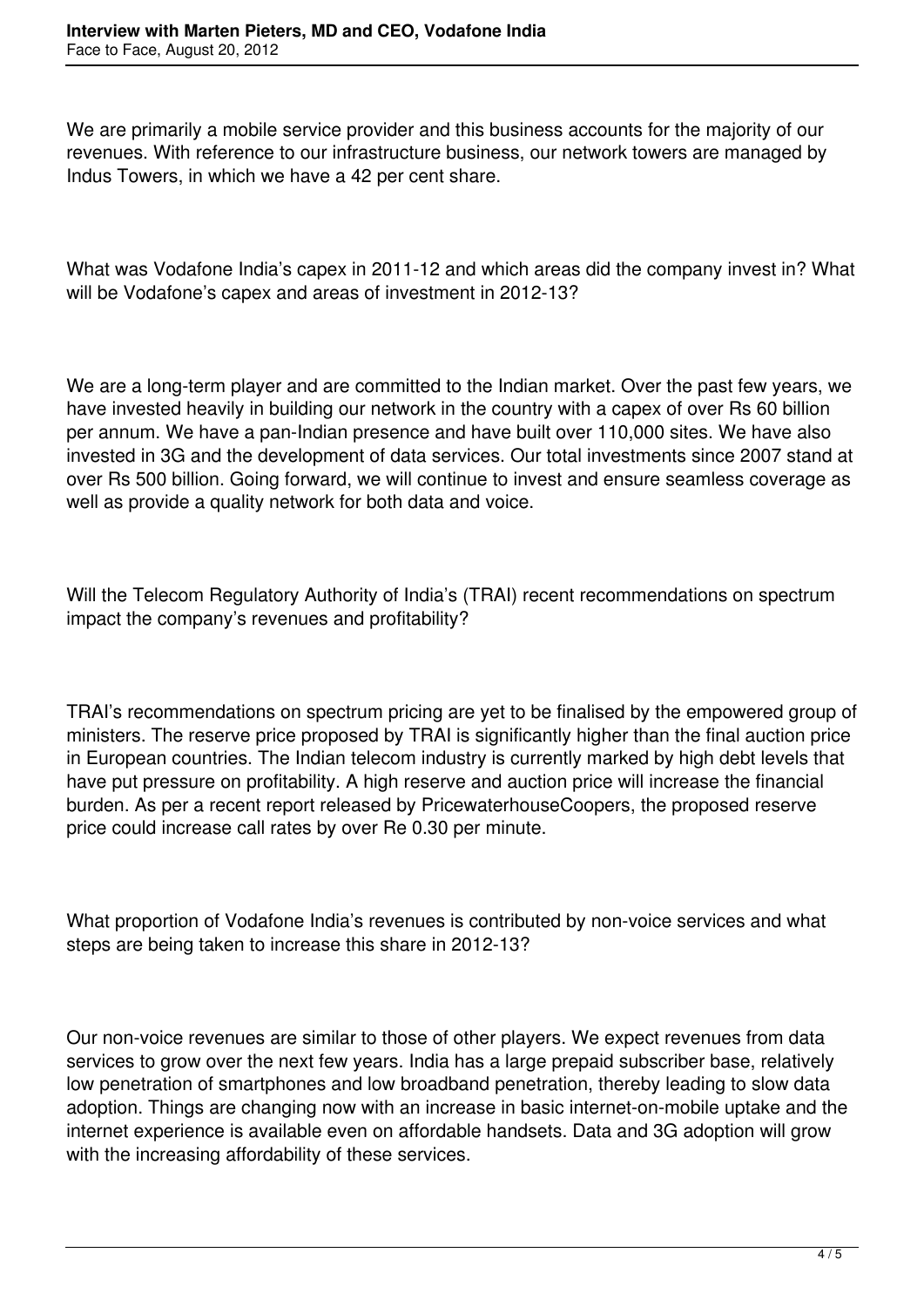We are primarily a mobile service provider and this business accounts for the majority of our revenues. With reference to our infrastructure business, our network towers are managed by Indus Towers, in which we have a 42 per cent share.

What was Vodafone India's capex in 2011-12 and which areas did the company invest in? What will be Vodafone's capex and areas of investment in 2012-13?

We are a long-term player and are committed to the Indian market. Over the past few years, we have invested heavily in building our network in the country with a capex of over Rs 60 billion per annum. We have a pan-Indian presence and have built over 110,000 sites. We have also invested in 3G and the development of data services. Our total investments since 2007 stand at over Rs 500 billion. Going forward, we will continue to invest and ensure seamless coverage as well as provide a quality network for both data and voice.

Will the Telecom Regulatory Authority of India's (TRAI) recent recommendations on spectrum impact the company's revenues and profitability?

TRAI's recommendations on spectrum pricing are yet to be finalised by the empowered group of ministers. The reserve price proposed by TRAI is significantly higher than the final auction price in European countries. The Indian telecom industry is currently marked by high debt levels that have put pressure on profitability. A high reserve and auction price will increase the financial burden. As per a recent report released by PricewaterhouseCoopers, the proposed reserve price could increase call rates by over Re 0.30 per minute.

What proportion of Vodafone India's revenues is contributed by non-voice services and what steps are being taken to increase this share in 2012-13?

Our non-voice revenues are similar to those of other players. We expect revenues from data services to grow over the next few years. India has a large prepaid subscriber base, relatively low penetration of smartphones and low broadband penetration, thereby leading to slow data adoption. Things are changing now with an increase in basic internet-on-mobile uptake and the internet experience is available even on affordable handsets. Data and 3G adoption will grow with the increasing affordability of these services.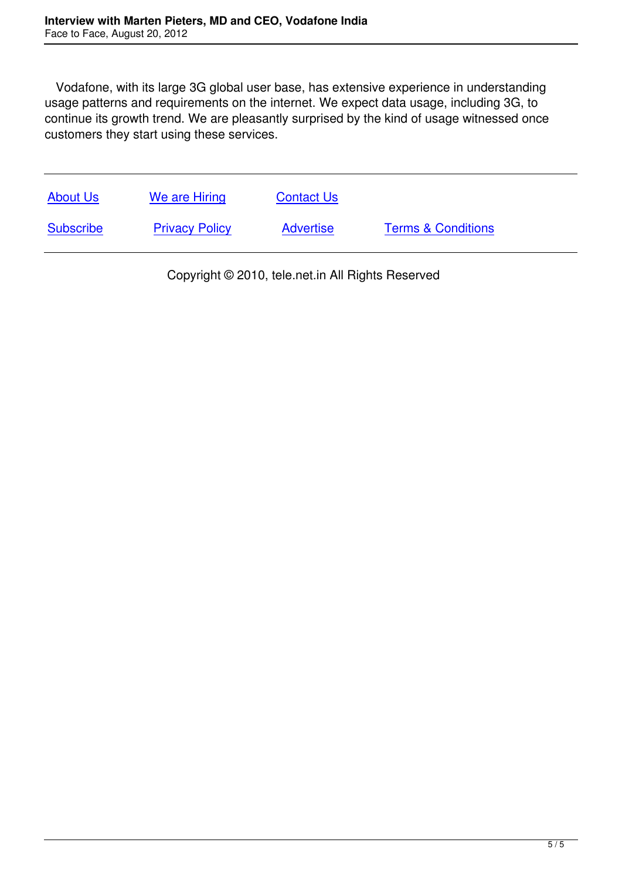Vodafone, with its large 3G global user base, has extensive experience in understanding usage patterns and requirements on the internet. We expect data usage, including 3G, to continue its growth trend. We are pleasantly surprised by the kind of usage witnessed once customers they start using these services.

---

| | | | |
|---|---|---|---|
| About Us | We are Hiring | Contact Us | |
| Subscribe | Privacy Policy | Advertise | Terms & Conditions |

---

Copyright © 2010, tele.net.in All Rights Reserved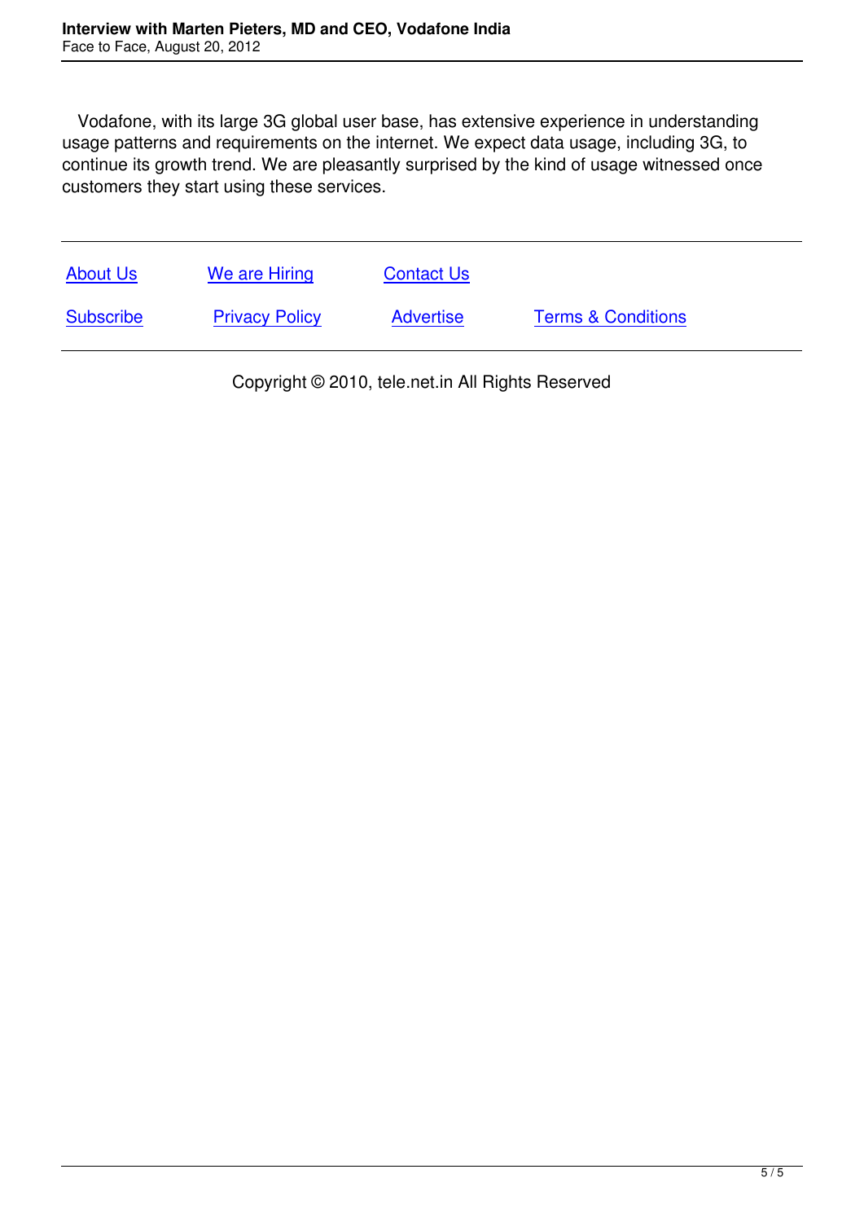Vodafone, with its large 3G global user base, has extensive experience in understanding usage patterns and requirements on the internet. We expect data usage, including 3G, to continue its growth trend. We are pleasantly surprised by the kind of usage witnessed once customers they start using these services.

---

About Us    We are Hiring    Contact Us

Subscribe    Privacy Policy    Advertise    Terms & Conditions

---

Copyright © 2010, tele.net.in All Rights Reserved